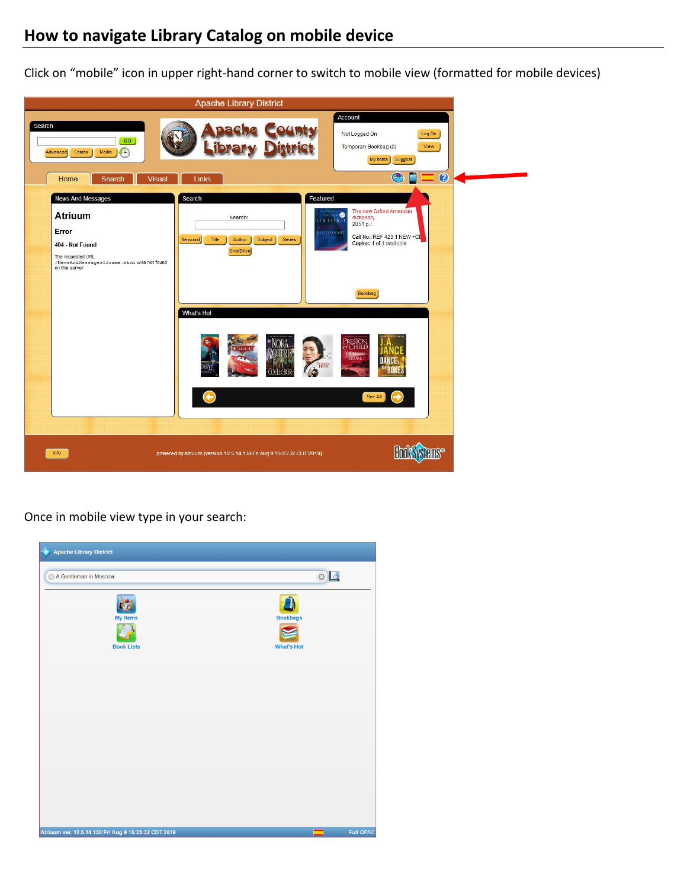## How to navigate Library Catalog on mobile device

Click on "mobile" icon in upper right-hand corner to switch to mobile view (formatted for mobile devices)

Once in mobile view type in your search: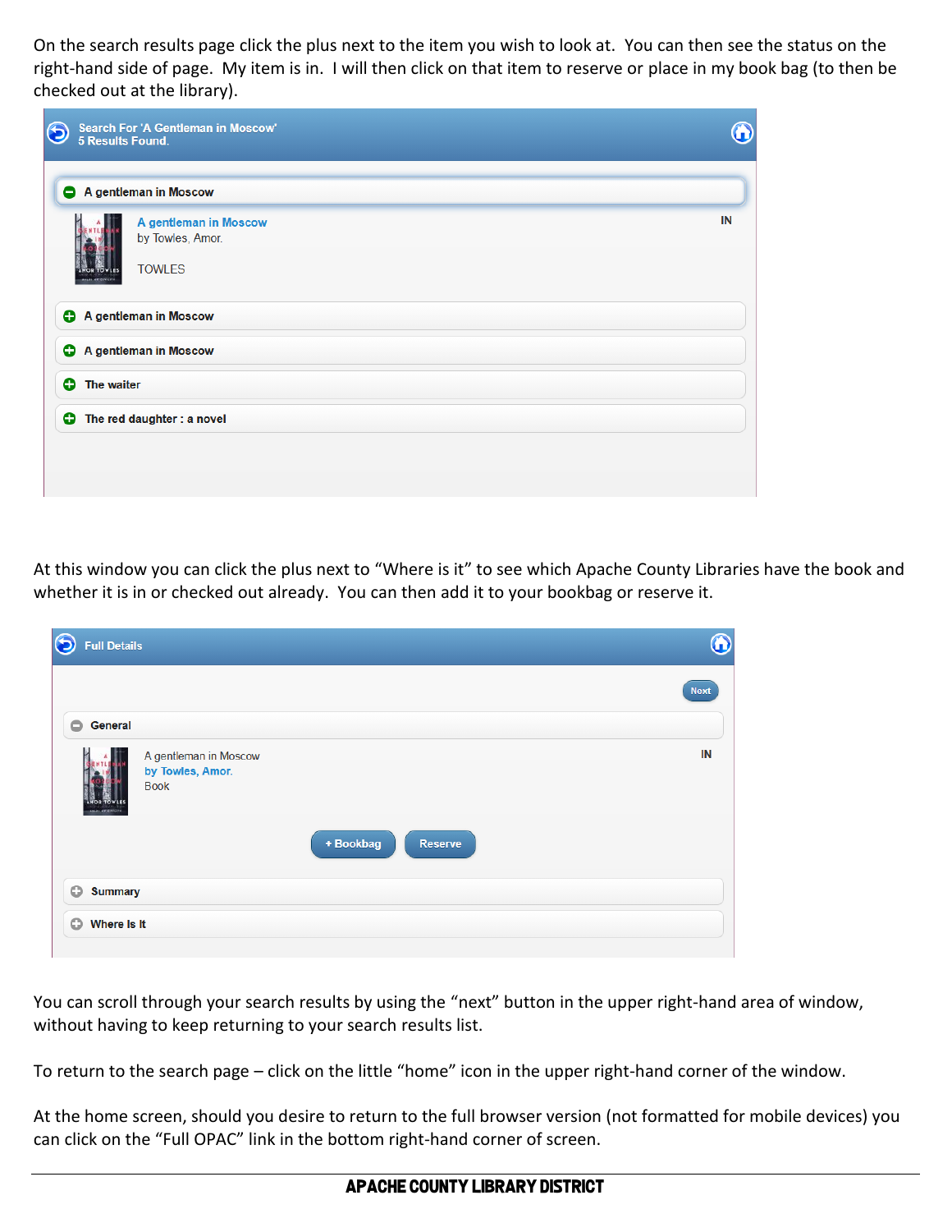On the search results page click the plus next to the item you wish to look at. You can then see the status on the right-hand side of page. My item is in. I will then click on that item to reserve or place in my book bag (to then be checked out at the library).

Search For 'A Gentleman in Moscow'
5 Results Found.

A gentleman in Moscow

A gentleman in Moscow
by Towles, Amor.

TOWLES

IN

A gentleman in Moscow

A gentleman in Moscow

The waiter

The red daughter : a novel

At this window you can click the plus next to "Where is it" to see which Apache County Libraries have the book and whether it is in or checked out already. You can then add it to your bookbag or reserve it.

Full Details

Next

General

A gentleman in Moscow
by Towles, Amor.
Book

IN

+ Bookbag    Reserve

Summary

Where Is It

You can scroll through your search results by using the "next" button in the upper right-hand area of window, without having to keep returning to your search results list.

To return to the search page – click on the little "home" icon in the upper right-hand corner of the window.

At the home screen, should you desire to return to the full browser version (not formatted for mobile devices) you can click on the "Full OPAC" link in the bottom right-hand corner of screen.

**APACHE COUNTY LIBRARY DISTRICT**